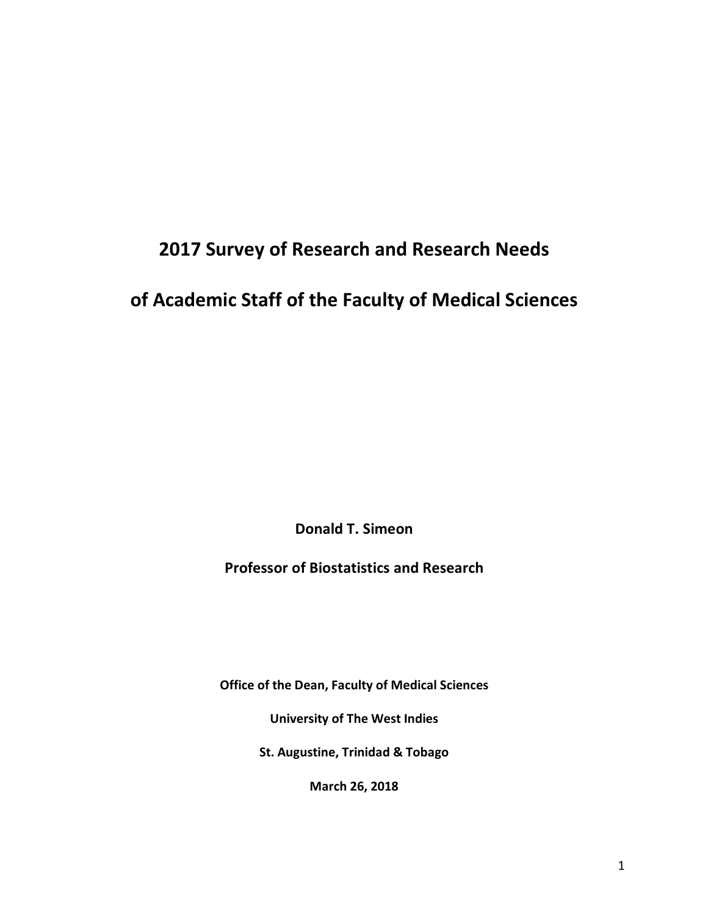# 2017 Survey of Research and Research Needs of Academic Staff of the Faculty of Medical Sciences

**Donald T. Simeon**

**Professor of Biostatistics and Research**

**Office of the Dean, Faculty of Medical Sciences**

**University of The West Indies**

**St. Augustine, Trinidad & Tobago**

**March 26, 2018**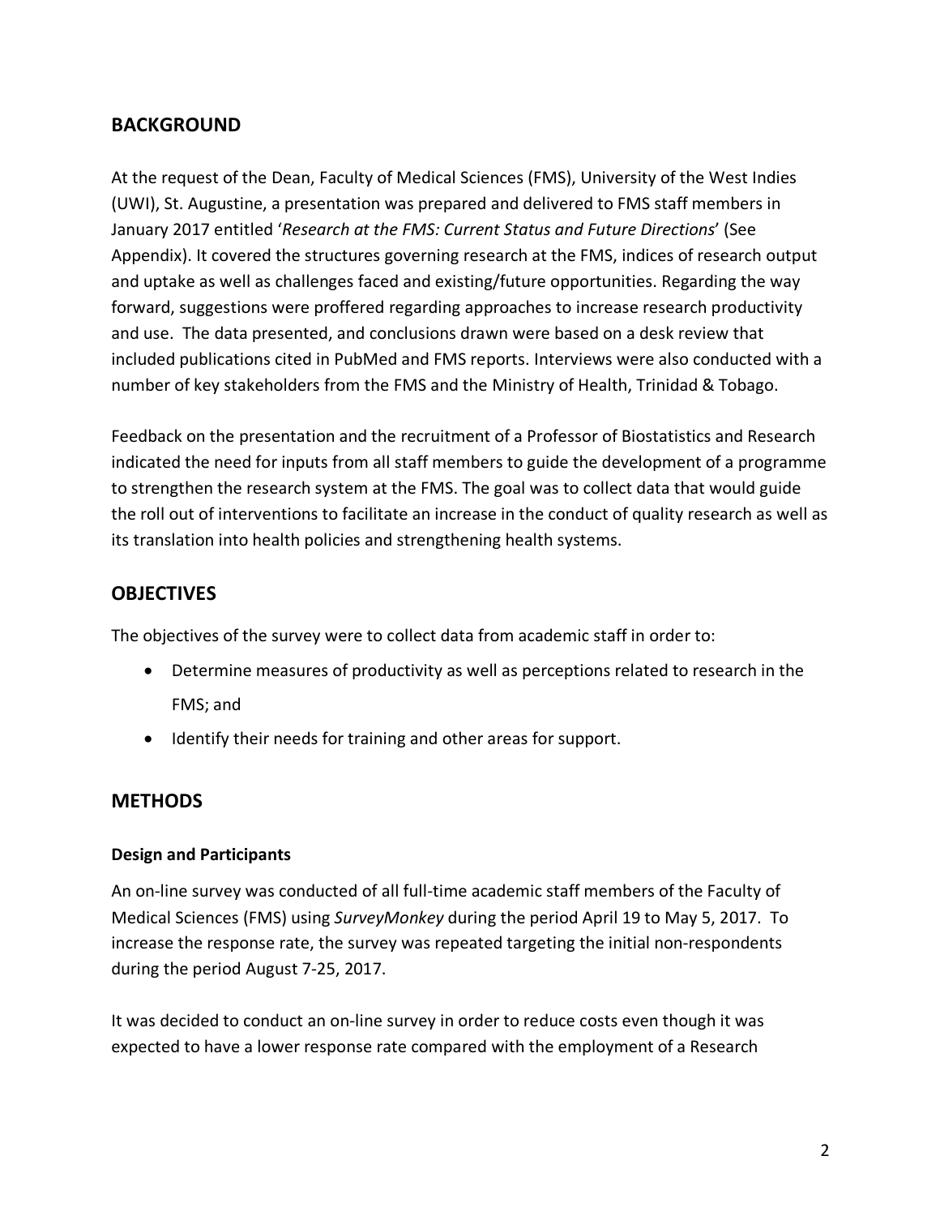## BACKGROUND

At the request of the Dean, Faculty of Medical Sciences (FMS), University of the West Indies (UWI), St. Augustine, a presentation was prepared and delivered to FMS staff members in January 2017 entitled '*Research at the FMS: Current Status and Future Directions*' (See Appendix). It covered the structures governing research at the FMS, indices of research output and uptake as well as challenges faced and existing/future opportunities. Regarding the way forward, suggestions were proffered regarding approaches to increase research productivity and use. The data presented, and conclusions drawn were based on a desk review that included publications cited in PubMed and FMS reports. Interviews were also conducted with a number of key stakeholders from the FMS and the Ministry of Health, Trinidad & Tobago.

Feedback on the presentation and the recruitment of a Professor of Biostatistics and Research indicated the need for inputs from all staff members to guide the development of a programme to strengthen the research system at the FMS. The goal was to collect data that would guide the roll out of interventions to facilitate an increase in the conduct of quality research as well as its translation into health policies and strengthening health systems.

## OBJECTIVES

The objectives of the survey were to collect data from academic staff in order to:

- Determine measures of productivity as well as perceptions related to research in the FMS; and
- Identify their needs for training and other areas for support.

## METHODS

### Design and Participants

An on-line survey was conducted of all full-time academic staff members of the Faculty of Medical Sciences (FMS) using *SurveyMonkey* during the period April 19 to May 5, 2017. To increase the response rate, the survey was repeated targeting the initial non-respondents during the period August 7-25, 2017.

It was decided to conduct an on-line survey in order to reduce costs even though it was expected to have a lower response rate compared with the employment of a Research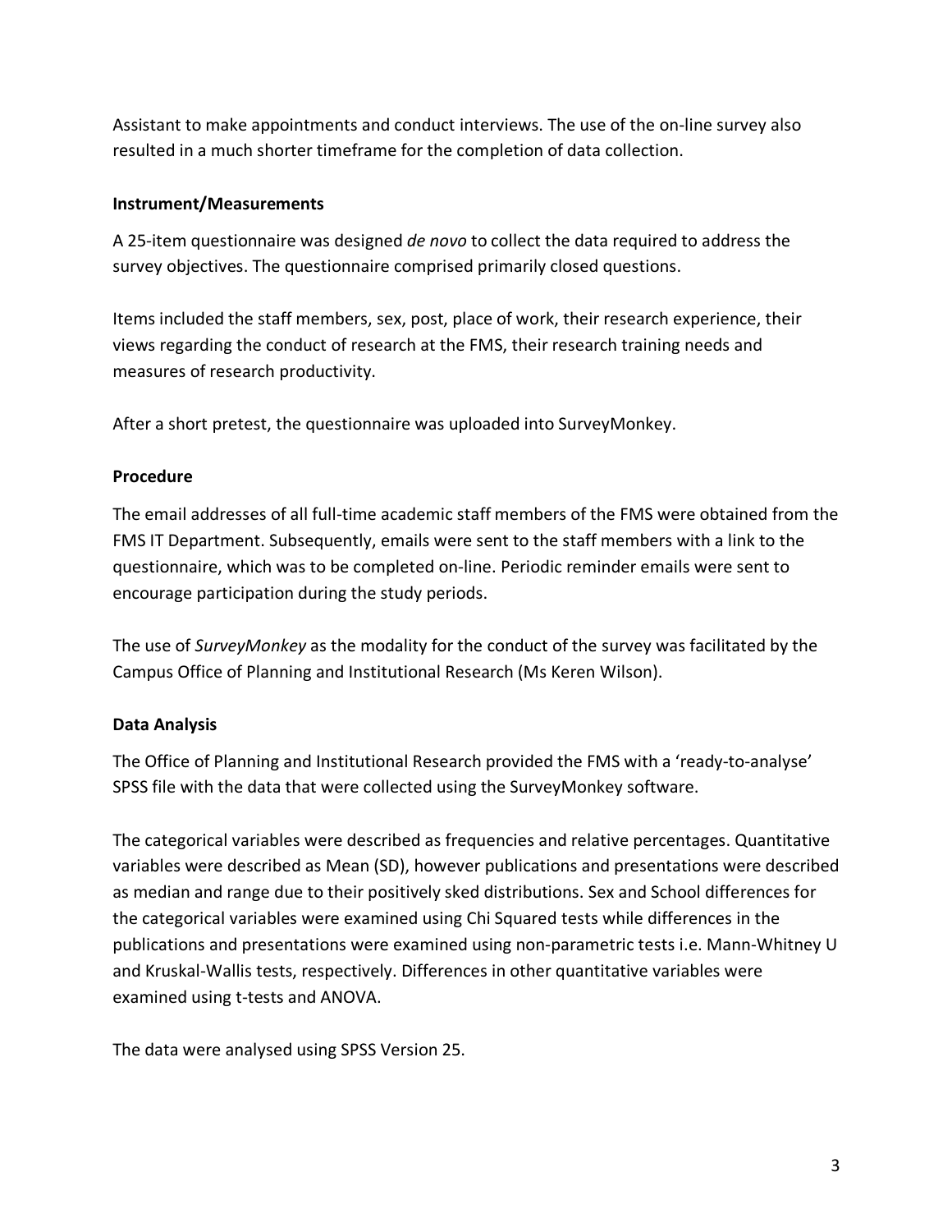Assistant to make appointments and conduct interviews. The use of the on-line survey also resulted in a much shorter timeframe for the completion of data collection.

### Instrument/Measurements

A 25-item questionnaire was designed *de novo* to collect the data required to address the survey objectives. The questionnaire comprised primarily closed questions.

Items included the staff members, sex, post, place of work, their research experience, their views regarding the conduct of research at the FMS, their research training needs and measures of research productivity.

After a short pretest, the questionnaire was uploaded into SurveyMonkey.

### Procedure

The email addresses of all full-time academic staff members of the FMS were obtained from the FMS IT Department. Subsequently, emails were sent to the staff members with a link to the questionnaire, which was to be completed on-line. Periodic reminder emails were sent to encourage participation during the study periods.

The use of *SurveyMonkey* as the modality for the conduct of the survey was facilitated by the Campus Office of Planning and Institutional Research (Ms Keren Wilson).

### Data Analysis

The Office of Planning and Institutional Research provided the FMS with a 'ready-to-analyse' SPSS file with the data that were collected using the SurveyMonkey software.

The categorical variables were described as frequencies and relative percentages. Quantitative variables were described as Mean (SD), however publications and presentations were described as median and range due to their positively sked distributions. Sex and School differences for the categorical variables were examined using Chi Squared tests while differences in the publications and presentations were examined using non-parametric tests i.e. Mann-Whitney U and Kruskal-Wallis tests, respectively. Differences in other quantitative variables were examined using t-tests and ANOVA.

The data were analysed using SPSS Version 25.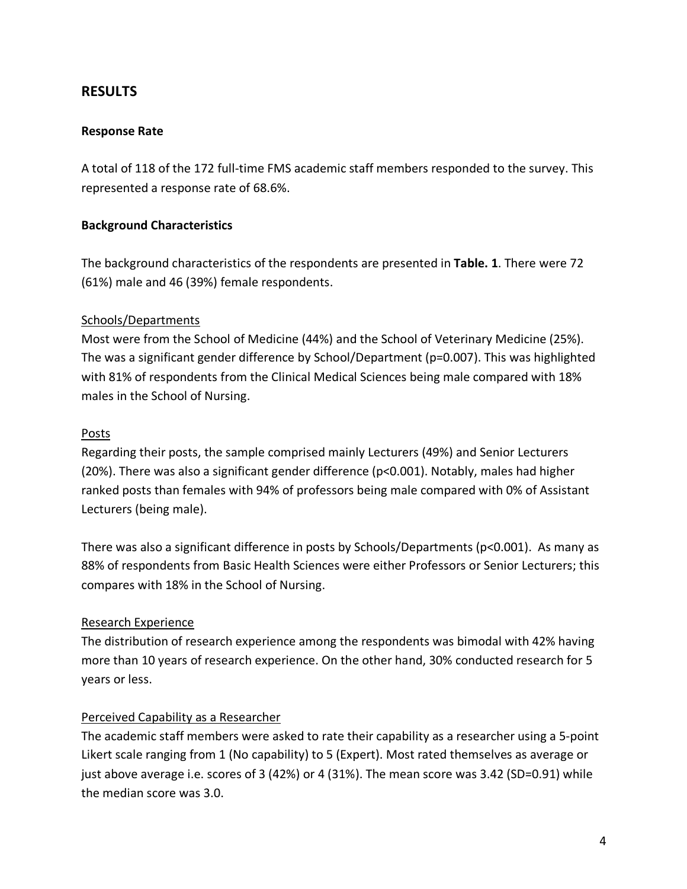## RESULTS

### Response Rate

A total of 118 of the 172 full-time FMS academic staff members responded to the survey. This represented a response rate of 68.6%.

### Background Characteristics

The background characteristics of the respondents are presented in **Table. 1**. There were 72 (61%) male and 46 (39%) female respondents.

#### Schools/Departments

Most were from the School of Medicine (44%) and the School of Veterinary Medicine (25%). The was a significant gender difference by School/Department ($p=0.007$). This was highlighted with 81% of respondents from the Clinical Medical Sciences being male compared with 18% males in the School of Nursing.

#### Posts

Regarding their posts, the sample comprised mainly Lecturers (49%) and Senior Lecturers (20%). There was also a significant gender difference ($p<0.001$). Notably, males had higher ranked posts than females with 94% of professors being male compared with 0% of Assistant Lecturers (being male).

There was also a significant difference in posts by Schools/Departments ($p<0.001$). As many as 88% of respondents from Basic Health Sciences were either Professors or Senior Lecturers; this compares with 18% in the School of Nursing.

#### Research Experience

The distribution of research experience among the respondents was bimodal with 42% having more than 10 years of research experience. On the other hand, 30% conducted research for 5 years or less.

#### Perceived Capability as a Researcher

The academic staff members were asked to rate their capability as a researcher using a 5-point Likert scale ranging from 1 (No capability) to 5 (Expert). Most rated themselves as average or just above average i.e. scores of 3 (42%) or 4 (31%). The mean score was 3.42 ($SD=0.91$) while the median score was 3.0.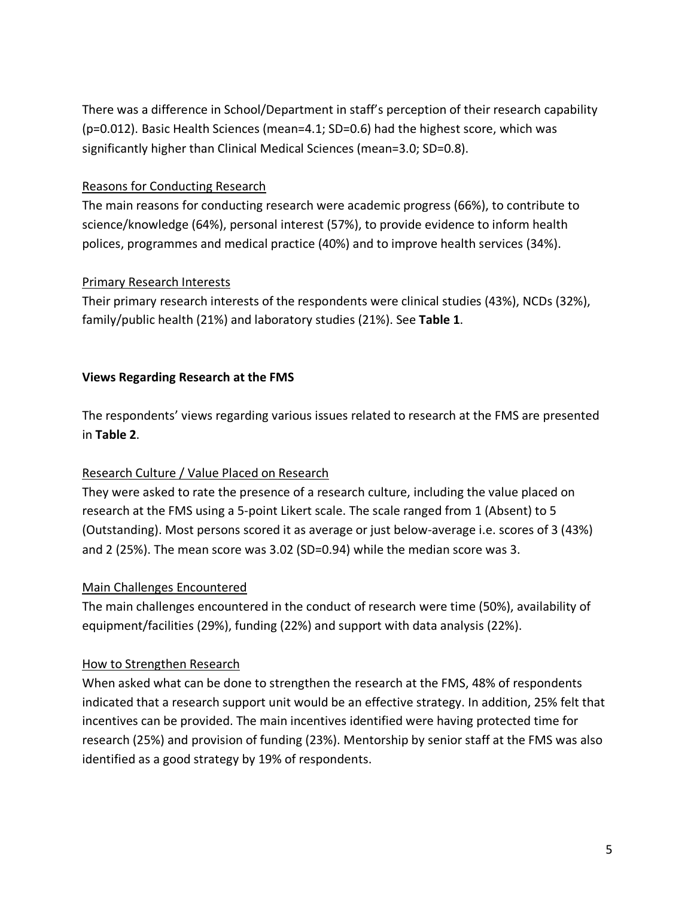There was a difference in School/Department in staff's perception of their research capability ($p=0.012$). Basic Health Sciences (mean=4.1; SD=0.6) had the highest score, which was significantly higher than Clinical Medical Sciences (mean=3.0; SD=0.8).

<u>Reasons for Conducting Research</u>

The main reasons for conducting research were academic progress (66%), to contribute to science/knowledge (64%), personal interest (57%), to provide evidence to inform health polices, programmes and medical practice (40%) and to improve health services (34%).

<u>Primary Research Interests</u>

Their primary research interests of the respondents were clinical studies (43%), NCDs (32%), family/public health (21%) and laboratory studies (21%). See **Table 1**.

**Views Regarding Research at the FMS**

The respondents' views regarding various issues related to research at the FMS are presented in **Table 2**.

<u>Research Culture / Value Placed on Research</u>

They were asked to rate the presence of a research culture, including the value placed on research at the FMS using a 5-point Likert scale. The scale ranged from 1 (Absent) to 5 (Outstanding). Most persons scored it as average or just below-average i.e. scores of 3 (43%) and 2 (25%). The mean score was 3.02 (SD=0.94) while the median score was 3.

<u>Main Challenges Encountered</u>

The main challenges encountered in the conduct of research were time (50%), availability of equipment/facilities (29%), funding (22%) and support with data analysis (22%).

<u>How to Strengthen Research</u>

When asked what can be done to strengthen the research at the FMS, 48% of respondents indicated that a research support unit would be an effective strategy. In addition, 25% felt that incentives can be provided. The main incentives identified were having protected time for research (25%) and provision of funding (23%). Mentorship by senior staff at the FMS was also identified as a good strategy by 19% of respondents.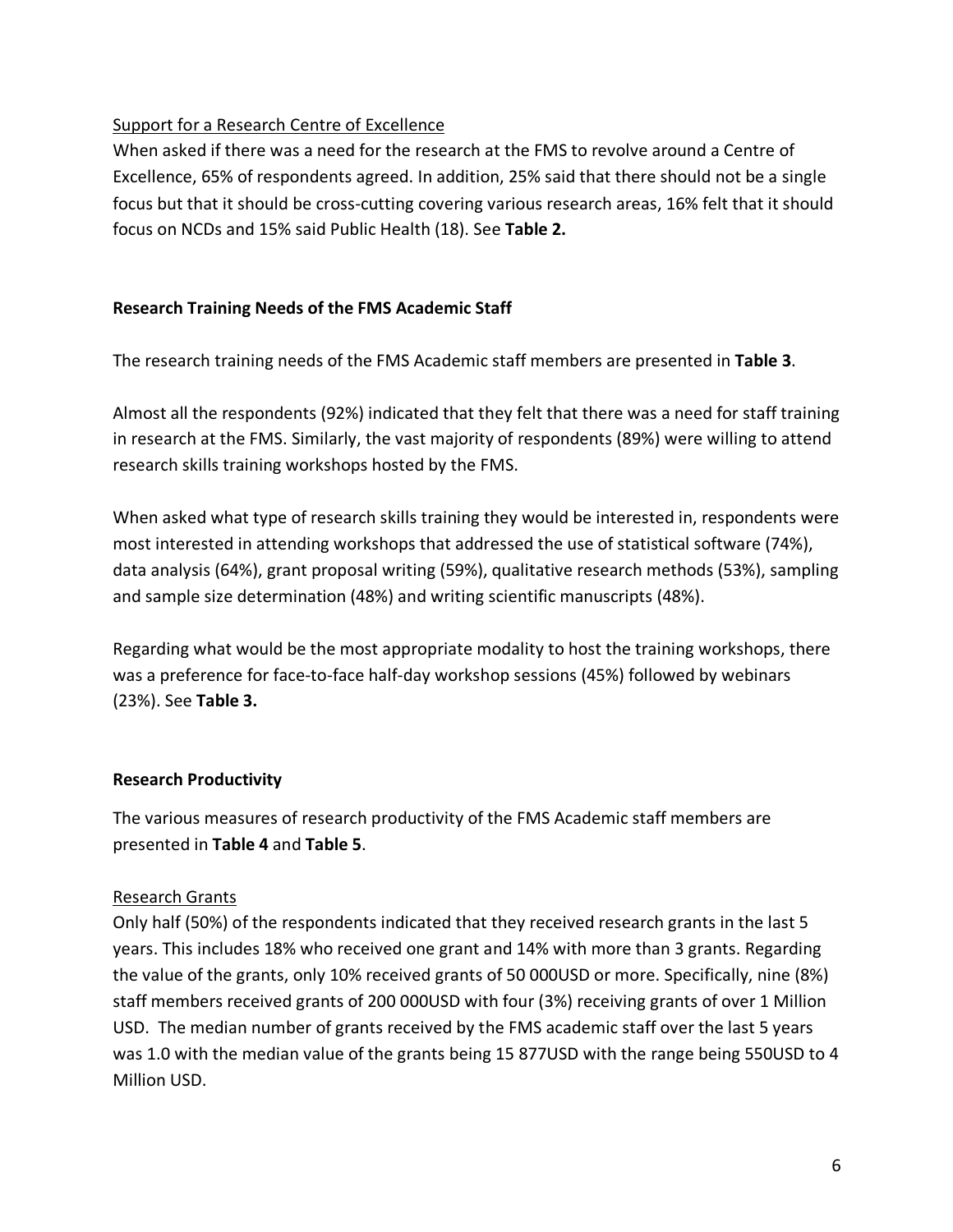Support for a Research Centre of Excellence

When asked if there was a need for the research at the FMS to revolve around a Centre of Excellence, 65% of respondents agreed. In addition, 25% said that there should not be a single focus but that it should be cross-cutting covering various research areas, 16% felt that it should focus on NCDs and 15% said Public Health (18). See **Table 2.**

## Research Training Needs of the FMS Academic Staff

The research training needs of the FMS Academic staff members are presented in **Table 3**.

Almost all the respondents (92%) indicated that they felt that there was a need for staff training in research at the FMS. Similarly, the vast majority of respondents (89%) were willing to attend research skills training workshops hosted by the FMS.

When asked what type of research skills training they would be interested in, respondents were most interested in attending workshops that addressed the use of statistical software (74%), data analysis (64%), grant proposal writing (59%), qualitative research methods (53%), sampling and sample size determination (48%) and writing scientific manuscripts (48%).

Regarding what would be the most appropriate modality to host the training workshops, there was a preference for face-to-face half-day workshop sessions (45%) followed by webinars (23%). See **Table 3.**

## Research Productivity

The various measures of research productivity of the FMS Academic staff members are presented in **Table 4** and **Table 5**.

Research Grants

Only half (50%) of the respondents indicated that they received research grants in the last 5 years. This includes 18% who received one grant and 14% with more than 3 grants. Regarding the value of the grants, only 10% received grants of 50 000USD or more. Specifically, nine (8%) staff members received grants of 200 000USD with four (3%) receiving grants of over 1 Million USD. The median number of grants received by the FMS academic staff over the last 5 years was 1.0 with the median value of the grants being 15 877USD with the range being 550USD to 4 Million USD.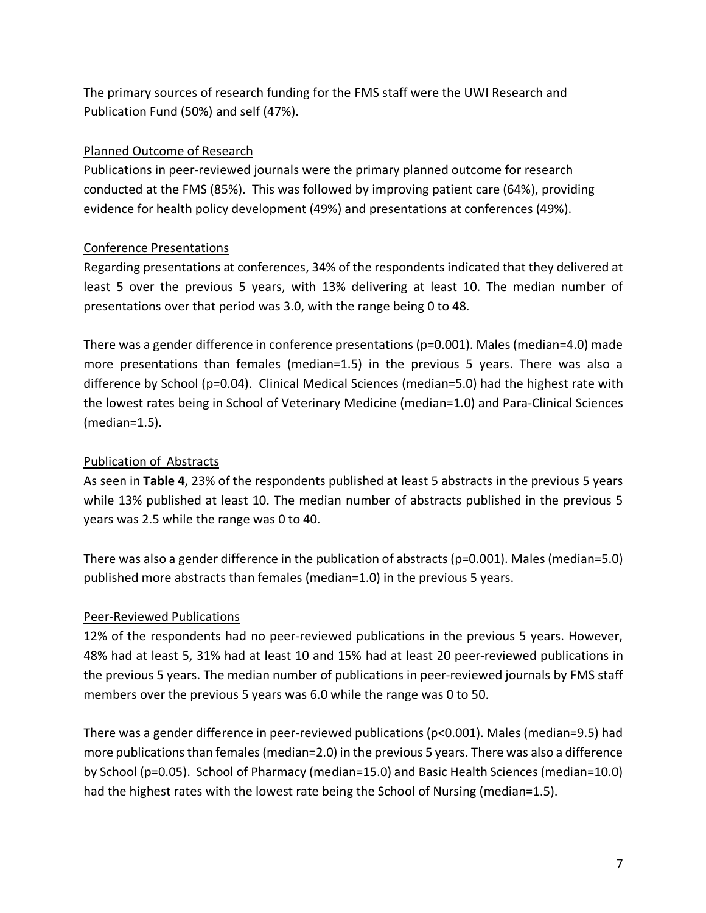The primary sources of research funding for the FMS staff were the UWI Research and Publication Fund (50%) and self (47%).

### Planned Outcome of Research

Publications in peer-reviewed journals were the primary planned outcome for research conducted at the FMS (85%). This was followed by improving patient care (64%), providing evidence for health policy development (49%) and presentations at conferences (49%).

### Conference Presentations

Regarding presentations at conferences, 34% of the respondents indicated that they delivered at least 5 over the previous 5 years, with 13% delivering at least 10. The median number of presentations over that period was 3.0, with the range being 0 to 48.

There was a gender difference in conference presentations ($p=0.001$). Males (median=4.0) made more presentations than females (median=1.5) in the previous 5 years. There was also a difference by School ($p=0.04$). Clinical Medical Sciences (median=5.0) had the highest rate with the lowest rates being in School of Veterinary Medicine (median=1.0) and Para-Clinical Sciences (median=1.5).

### Publication of Abstracts

As seen in **Table 4**, 23% of the respondents published at least 5 abstracts in the previous 5 years while 13% published at least 10. The median number of abstracts published in the previous 5 years was 2.5 while the range was 0 to 40.

There was also a gender difference in the publication of abstracts ($p=0.001$). Males (median=5.0) published more abstracts than females (median=1.0) in the previous 5 years.

### Peer-Reviewed Publications

12% of the respondents had no peer-reviewed publications in the previous 5 years. However, 48% had at least 5, 31% had at least 10 and 15% had at least 20 peer-reviewed publications in the previous 5 years. The median number of publications in peer-reviewed journals by FMS staff members over the previous 5 years was 6.0 while the range was 0 to 50.

There was a gender difference in peer-reviewed publications ($p<0.001$). Males (median=9.5) had more publications than females (median=2.0) in the previous 5 years. There was also a difference by School ($p=0.05$). School of Pharmacy (median=15.0) and Basic Health Sciences (median=10.0) had the highest rates with the lowest rate being the School of Nursing (median=1.5).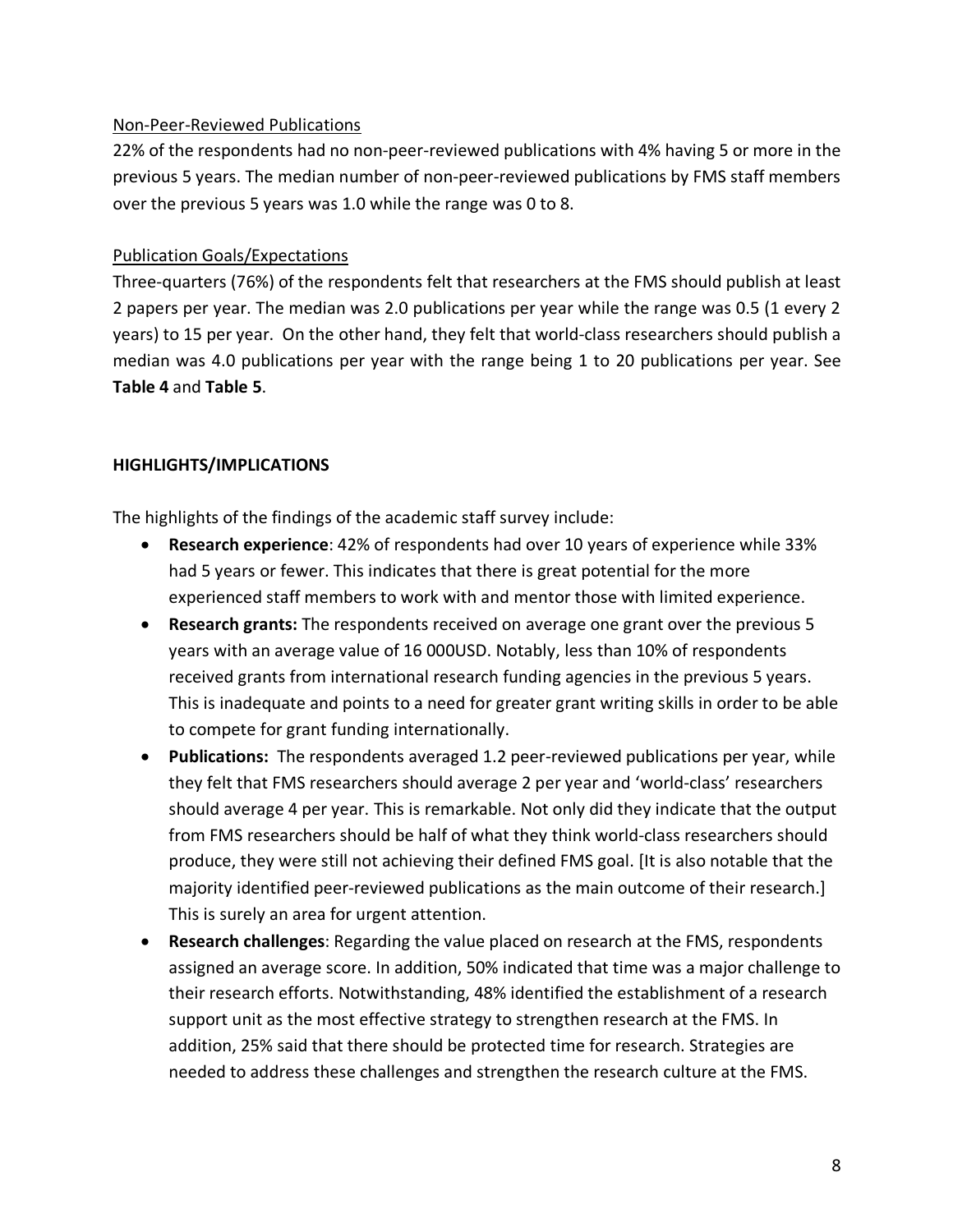Non-Peer-Reviewed Publications

22% of the respondents had no non-peer-reviewed publications with 4% having 5 or more in the previous 5 years. The median number of non-peer-reviewed publications by FMS staff members over the previous 5 years was 1.0 while the range was 0 to 8.

Publication Goals/Expectations

Three-quarters (76%) of the respondents felt that researchers at the FMS should publish at least 2 papers per year. The median was 2.0 publications per year while the range was 0.5 (1 every 2 years) to 15 per year. On the other hand, they felt that world-class researchers should publish a median was 4.0 publications per year with the range being 1 to 20 publications per year. See **Table 4** and **Table 5**.

## HIGHLIGHTS/IMPLICATIONS

The highlights of the findings of the academic staff survey include:

- **Research experience**: 42% of respondents had over 10 years of experience while 33% had 5 years or fewer. This indicates that there is great potential for the more experienced staff members to work with and mentor those with limited experience.
- **Research grants:** The respondents received on average one grant over the previous 5 years with an average value of 16 000USD. Notably, less than 10% of respondents received grants from international research funding agencies in the previous 5 years. This is inadequate and points to a need for greater grant writing skills in order to be able to compete for grant funding internationally.
- **Publications:** The respondents averaged 1.2 peer-reviewed publications per year, while they felt that FMS researchers should average 2 per year and 'world-class' researchers should average 4 per year. This is remarkable. Not only did they indicate that the output from FMS researchers should be half of what they think world-class researchers should produce, they were still not achieving their defined FMS goal. [It is also notable that the majority identified peer-reviewed publications as the main outcome of their research.] This is surely an area for urgent attention.
- **Research challenges**: Regarding the value placed on research at the FMS, respondents assigned an average score. In addition, 50% indicated that time was a major challenge to their research efforts. Notwithstanding, 48% identified the establishment of a research support unit as the most effective strategy to strengthen research at the FMS. In addition, 25% said that there should be protected time for research. Strategies are needed to address these challenges and strengthen the research culture at the FMS.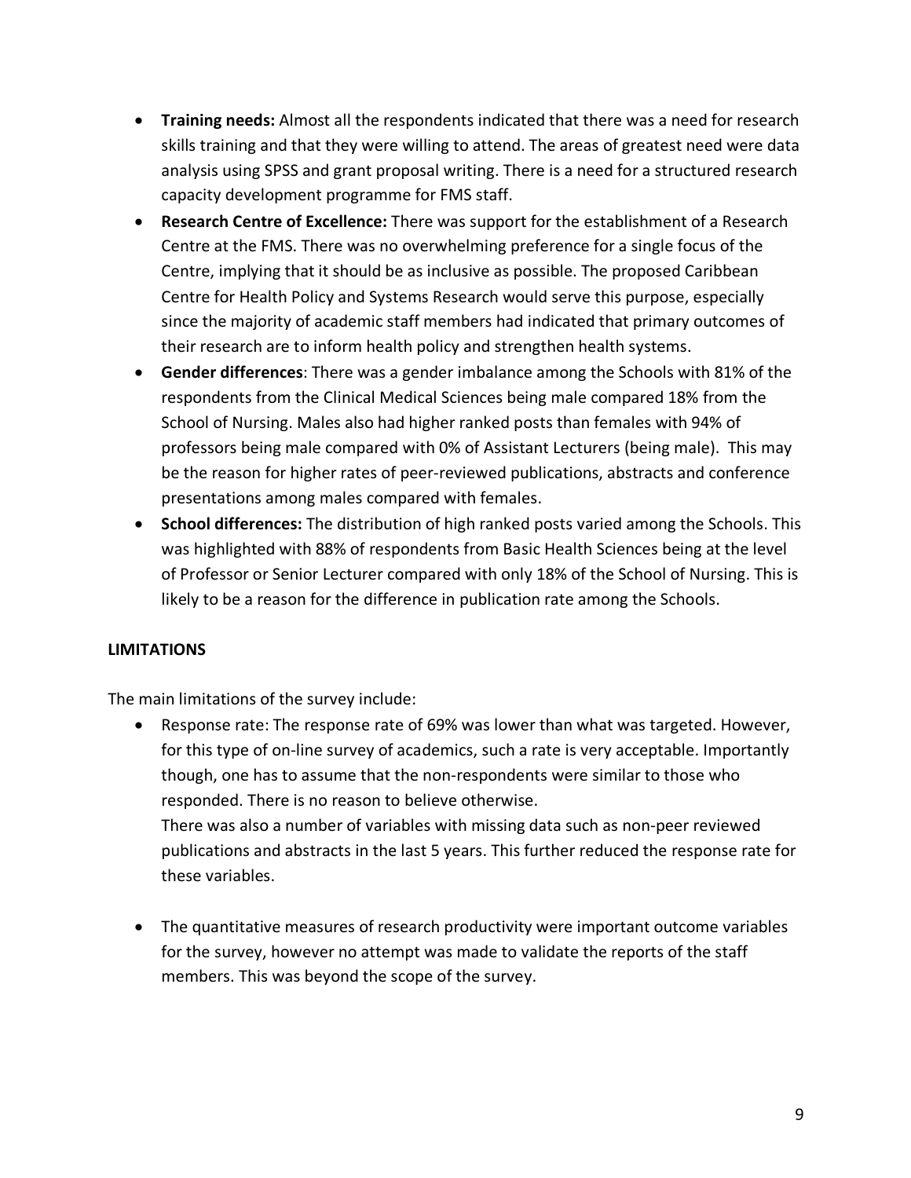- **Training needs:** Almost all the respondents indicated that there was a need for research skills training and that they were willing to attend. The areas of greatest need were data analysis using SPSS and grant proposal writing. There is a need for a structured research capacity development programme for FMS staff.
- **Research Centre of Excellence:** There was support for the establishment of a Research Centre at the FMS. There was no overwhelming preference for a single focus of the Centre, implying that it should be as inclusive as possible. The proposed Caribbean Centre for Health Policy and Systems Research would serve this purpose, especially since the majority of academic staff members had indicated that primary outcomes of their research are to inform health policy and strengthen health systems.
- **Gender differences**: There was a gender imbalance among the Schools with 81% of the respondents from the Clinical Medical Sciences being male compared 18% from the School of Nursing. Males also had higher ranked posts than females with 94% of professors being male compared with 0% of Assistant Lecturers (being male). This may be the reason for higher rates of peer-reviewed publications, abstracts and conference presentations among males compared with females.
- **School differences:** The distribution of high ranked posts varied among the Schools. This was highlighted with 88% of respondents from Basic Health Sciences being at the level of Professor or Senior Lecturer compared with only 18% of the School of Nursing. This is likely to be a reason for the difference in publication rate among the Schools.

**LIMITATIONS**

The main limitations of the survey include:

- Response rate: The response rate of 69% was lower than what was targeted. However, for this type of on-line survey of academics, such a rate is very acceptable. Importantly though, one has to assume that the non-respondents were similar to those who responded. There is no reason to believe otherwise.
  There was also a number of variables with missing data such as non-peer reviewed publications and abstracts in the last 5 years. This further reduced the response rate for these variables.

- The quantitative measures of research productivity were important outcome variables for the survey, however no attempt was made to validate the reports of the staff members. This was beyond the scope of the survey.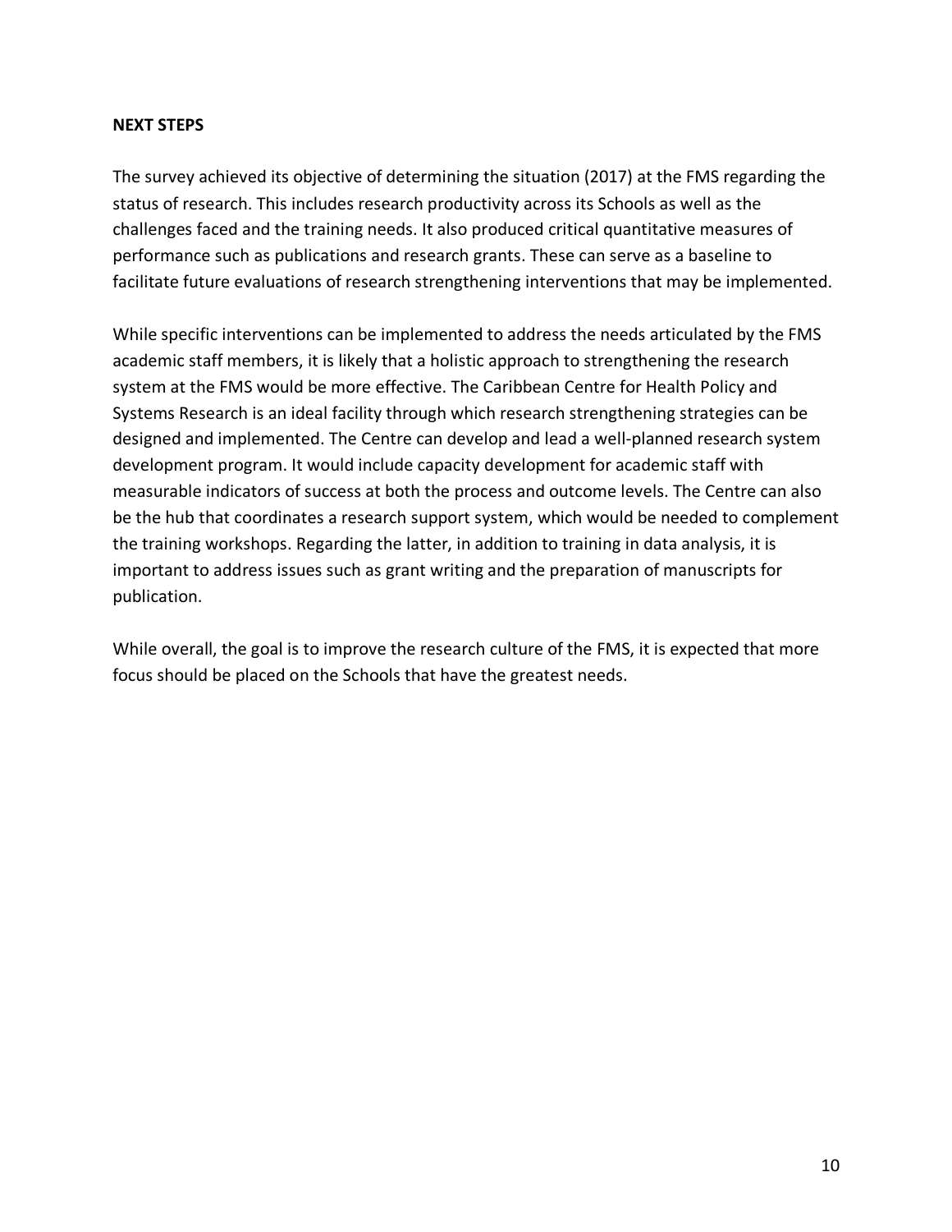## NEXT STEPS

The survey achieved its objective of determining the situation (2017) at the FMS regarding the status of research. This includes research productivity across its Schools as well as the challenges faced and the training needs. It also produced critical quantitative measures of performance such as publications and research grants. These can serve as a baseline to facilitate future evaluations of research strengthening interventions that may be implemented.

While specific interventions can be implemented to address the needs articulated by the FMS academic staff members, it is likely that a holistic approach to strengthening the research system at the FMS would be more effective. The Caribbean Centre for Health Policy and Systems Research is an ideal facility through which research strengthening strategies can be designed and implemented. The Centre can develop and lead a well-planned research system development program. It would include capacity development for academic staff with measurable indicators of success at both the process and outcome levels. The Centre can also be the hub that coordinates a research support system, which would be needed to complement the training workshops. Regarding the latter, in addition to training in data analysis, it is important to address issues such as grant writing and the preparation of manuscripts for publication.

While overall, the goal is to improve the research culture of the FMS, it is expected that more focus should be placed on the Schools that have the greatest needs.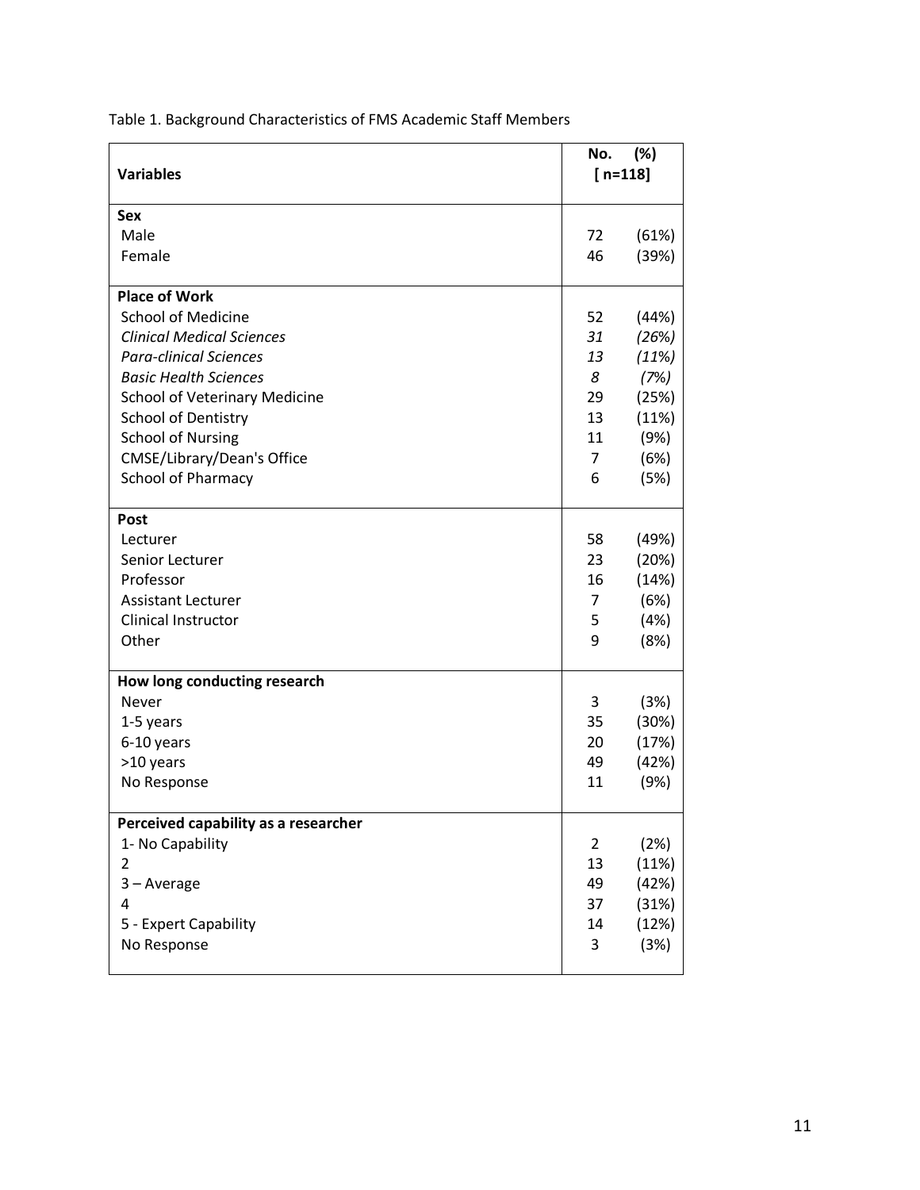Table 1. Background Characteristics of FMS Academic Staff Members

| Variables | No. | (%) [ n=118] |
|---|---|---|
| **Sex** | | |
| Male | 72 | (61%) |
| Female | 46 | (39%) |
| **Place of Work** | | |
| School of Medicine | 52 | (44%) |
| *Clinical Medical Sciences* | *31* | *(26%)* |
| *Para-clinical Sciences* | *13* | *(11%)* |
| *Basic Health Sciences* | *8* | *(7%)* |
| School of Veterinary Medicine | 29 | (25%) |
| School of Dentistry | 13 | (11%) |
| School of Nursing | 11 | (9%) |
| CMSE/Library/Dean's Office | 7 | (6%) |
| School of Pharmacy | 6 | (5%) |
| **Post** | | |
| Lecturer | 58 | (49%) |
| Senior Lecturer | 23 | (20%) |
| Professor | 16 | (14%) |
| Assistant Lecturer | 7 | (6%) |
| Clinical Instructor | 5 | (4%) |
| Other | 9 | (8%) |
| **How long conducting research** | | |
| Never | 3 | (3%) |
| 1-5 years | 35 | (30%) |
| 6-10 years | 20 | (17%) |
| >10 years | 49 | (42%) |
| No Response | 11 | (9%) |
| **Perceived capability as a researcher** | | |
| 1- No Capability | 2 | (2%) |
| 2 | 13 | (11%) |
| 3 – Average | 49 | (42%) |
| 4 | 37 | (31%) |
| 5 - Expert Capability | 14 | (12%) |
| No Response | 3 | (3%) |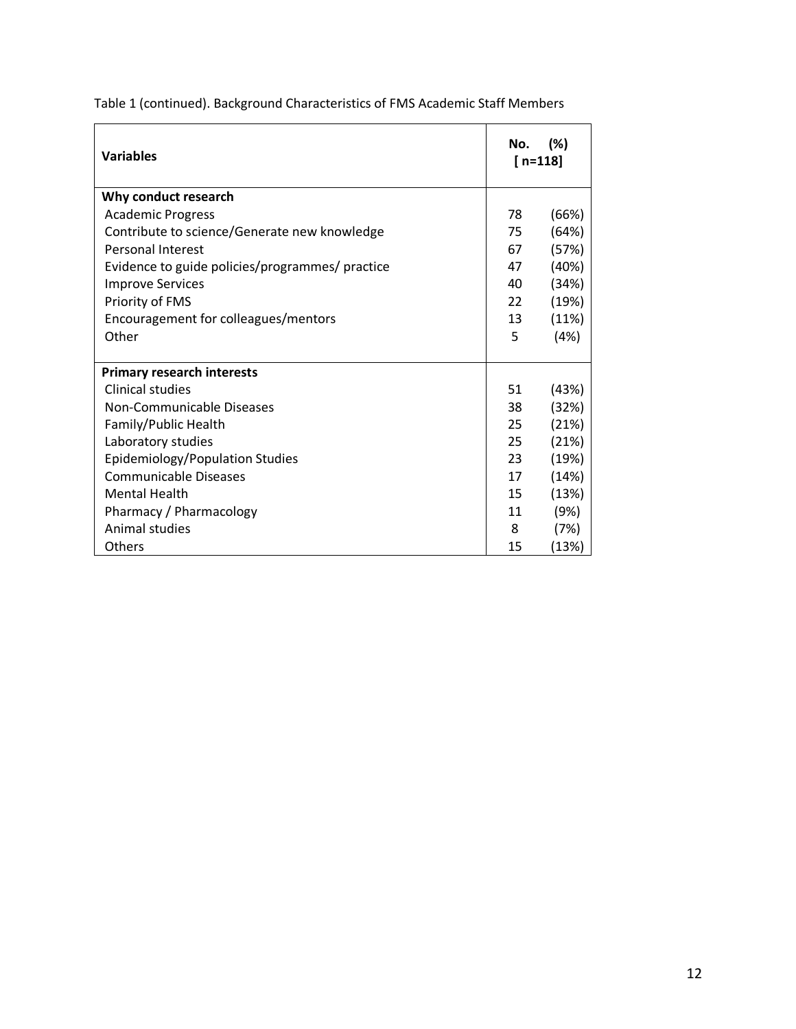Table 1 (continued). Background Characteristics of FMS Academic Staff Members

| **Variables** | **No. (%) [ n=118]** |
|---|---|
| **Why conduct research** | |
| Academic Progress | 78 (66%) |
| Contribute to science/Generate new knowledge | 75 (64%) |
| Personal Interest | 67 (57%) |
| Evidence to guide policies/programmes/ practice | 47 (40%) |
| Improve Services | 40 (34%) |
| Priority of FMS | 22 (19%) |
| Encouragement for colleagues/mentors | 13 (11%) |
| Other | 5 (4%) |
| **Primary research interests** | |
| Clinical studies | 51 (43%) |
| Non-Communicable Diseases | 38 (32%) |
| Family/Public Health | 25 (21%) |
| Laboratory studies | 25 (21%) |
| Epidemiology/Population Studies | 23 (19%) |
| Communicable Diseases | 17 (14%) |
| Mental Health | 15 (13%) |
| Pharmacy / Pharmacology | 11 (9%) |
| Animal studies | 8 (7%) |
| Others | 15 (13%) |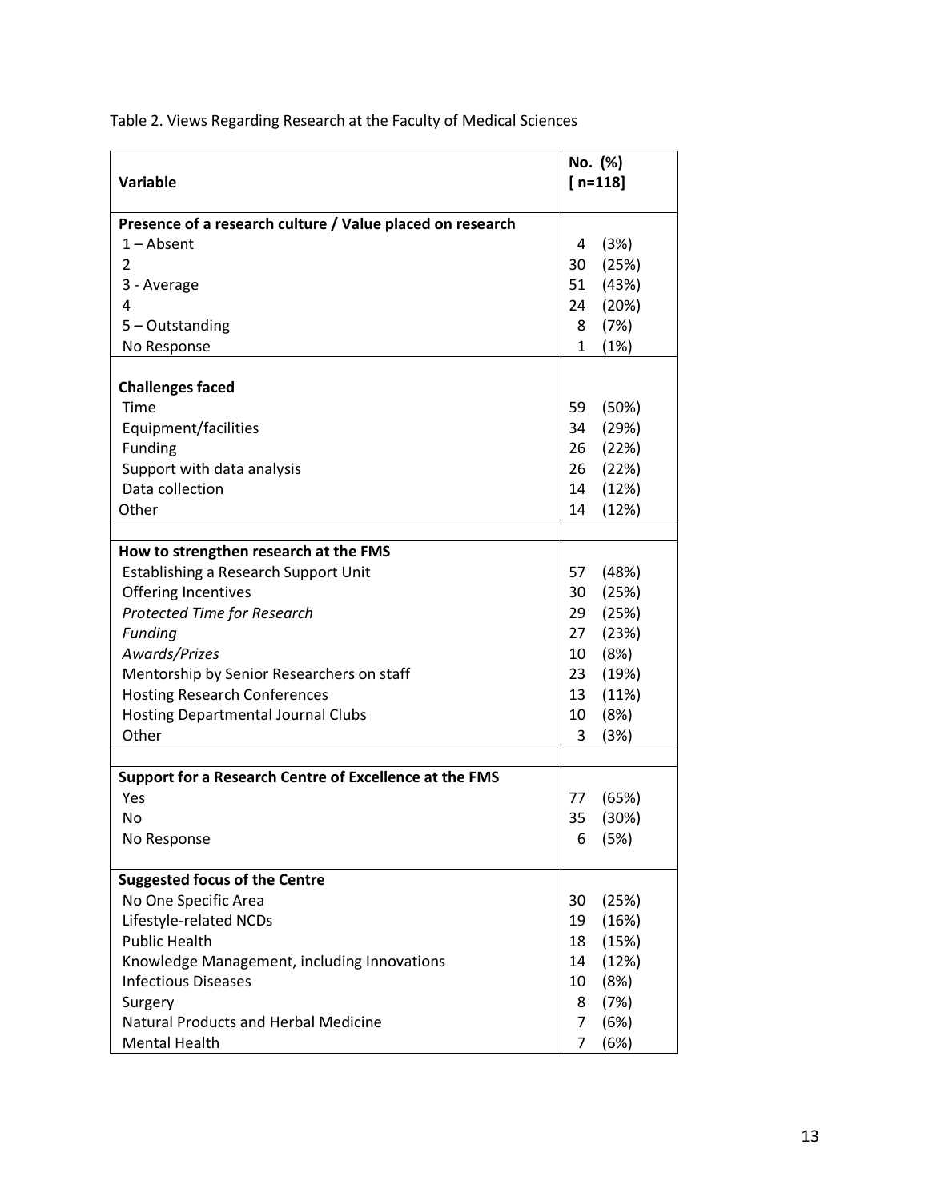Table 2. Views Regarding Research at the Faculty of Medical Sciences

| Variable | No. (%) [ n=118] |
|---|---|
| **Presence of a research culture / Value placed on research** | |
| 1 – Absent | 4 (3%) |
| 2 | 30 (25%) |
| 3 - Average | 51 (43%) |
| 4 | 24 (20%) |
| 5 – Outstanding | 8 (7%) |
| No Response | 1 (1%) |
| **Challenges faced** | |
| Time | 59 (50%) |
| Equipment/facilities | 34 (29%) |
| Funding | 26 (22%) |
| Support with data analysis | 26 (22%) |
| Data collection | 14 (12%) |
| Other | 14 (12%) |
| **How to strengthen research at the FMS** | |
| Establishing a Research Support Unit | 57 (48%) |
| Offering Incentives | 30 (25%) |
| *Protected Time for Research* | 29 (25%) |
| *Funding* | 27 (23%) |
| *Awards/Prizes* | 10 (8%) |
| Mentorship by Senior Researchers on staff | 23 (19%) |
| Hosting Research Conferences | 13 (11%) |
| Hosting Departmental Journal Clubs | 10 (8%) |
| Other | 3 (3%) |
| **Support for a Research Centre of Excellence at the FMS** | |
| Yes | 77 (65%) |
| No | 35 (30%) |
| No Response | 6 (5%) |
| **Suggested focus of the Centre** | |
| No One Specific Area | 30 (25%) |
| Lifestyle-related NCDs | 19 (16%) |
| Public Health | 18 (15%) |
| Knowledge Management, including Innovations | 14 (12%) |
| Infectious Diseases | 10 (8%) |
| Surgery | 8 (7%) |
| Natural Products and Herbal Medicine | 7 (6%) |
| Mental Health | 7 (6%) |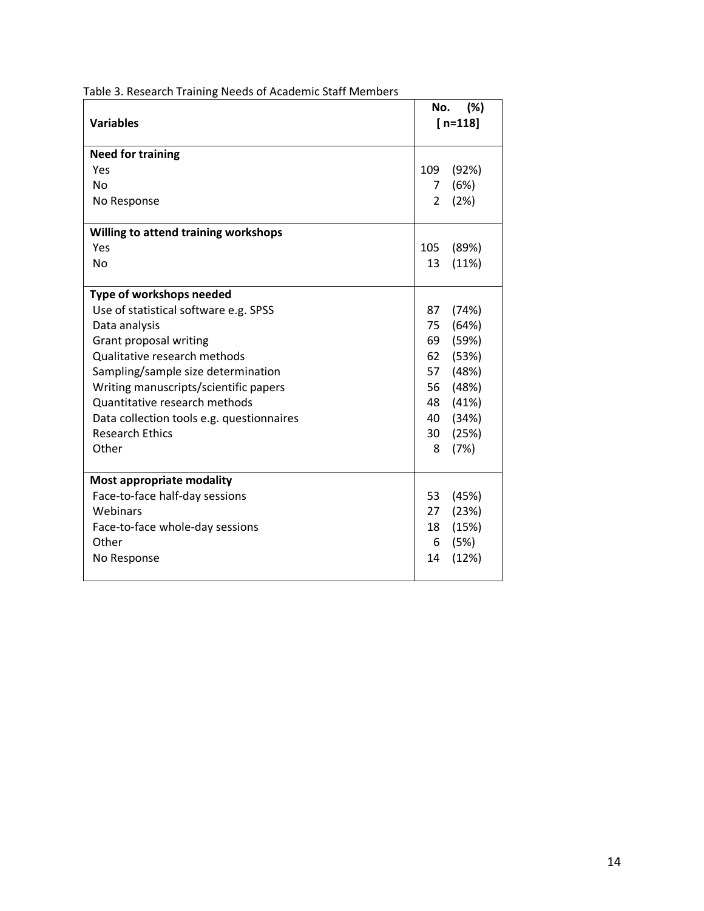Table 3. Research Training Needs of Academic Staff Members

| Variables | No. (%) [ n=118] |
|---|---|
| **Need for training** | |
| Yes | 109 (92%) |
| No | 7 (6%) |
| No Response | 2 (2%) |
| **Willing to attend training workshops** | |
| Yes | 105 (89%) |
| No | 13 (11%) |
| **Type of workshops needed** | |
| Use of statistical software e.g. SPSS | 87 (74%) |
| Data analysis | 75 (64%) |
| Grant proposal writing | 69 (59%) |
| Qualitative research methods | 62 (53%) |
| Sampling/sample size determination | 57 (48%) |
| Writing manuscripts/scientific papers | 56 (48%) |
| Quantitative research methods | 48 (41%) |
| Data collection tools e.g. questionnaires | 40 (34%) |
| Research Ethics | 30 (25%) |
| Other | 8 (7%) |
| **Most appropriate modality** | |
| Face-to-face half-day sessions | 53 (45%) |
| Webinars | 27 (23%) |
| Face-to-face whole-day sessions | 18 (15%) |
| Other | 6 (5%) |
| No Response | 14 (12%) |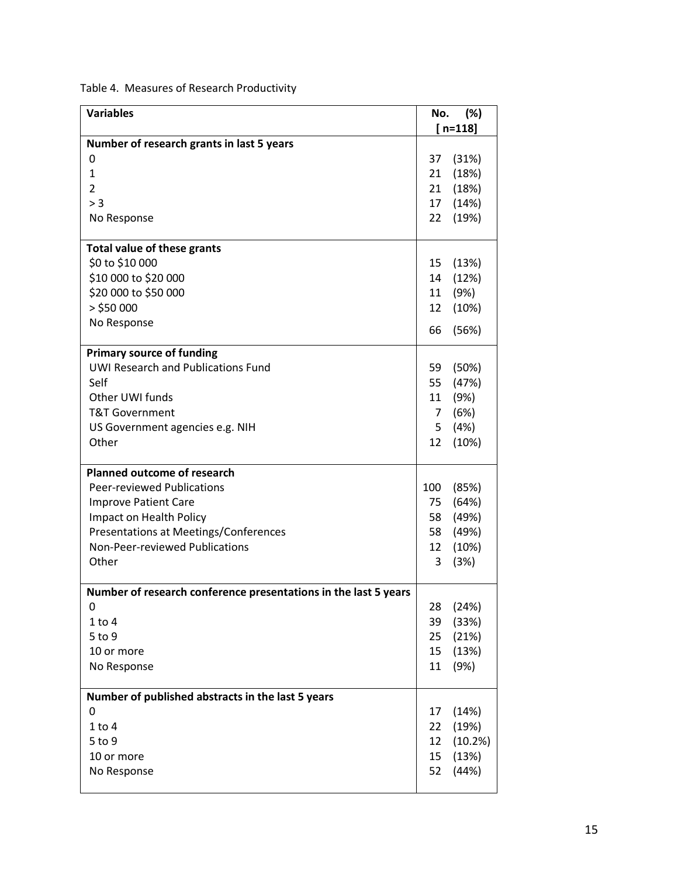Table 4. Measures of Research Productivity

| Variables | No. (%) [ n=118] |
|---|---|
| **Number of research grants in last 5 years** | |
| 0 | 37 (31%) |
| 1 | 21 (18%) |
| 2 | 21 (18%) |
| > 3 | 17 (14%) |
| No Response | 22 (19%) |
| **Total value of these grants** | |
| \$0 to \$10 000 | 15 (13%) |
| \$10 000 to \$20 000 | 14 (12%) |
| \$20 000 to \$50 000 | 11 (9%) |
| > \$50 000 | 12 (10%) |
| No Response | 66 (56%) |
| **Primary source of funding** | |
| UWI Research and Publications Fund | 59 (50%) |
| Self | 55 (47%) |
| Other UWI funds | 11 (9%) |
| T&T Government | 7 (6%) |
| US Government agencies e.g. NIH | 5 (4%) |
| Other | 12 (10%) |
| **Planned outcome of research** | |
| Peer-reviewed Publications | 100 (85%) |
| Improve Patient Care | 75 (64%) |
| Impact on Health Policy | 58 (49%) |
| Presentations at Meetings/Conferences | 58 (49%) |
| Non-Peer-reviewed Publications | 12 (10%) |
| Other | 3 (3%) |
| **Number of research conference presentations in the last 5 years** | |
| 0 | 28 (24%) |
| 1 to 4 | 39 (33%) |
| 5 to 9 | 25 (21%) |
| 10 or more | 15 (13%) |
| No Response | 11 (9%) |
| **Number of published abstracts in the last 5 years** | |
| 0 | 17 (14%) |
| 1 to 4 | 22 (19%) |
| 5 to 9 | 12 (10.2%) |
| 10 or more | 15 (13%) |
| No Response | 52 (44%) |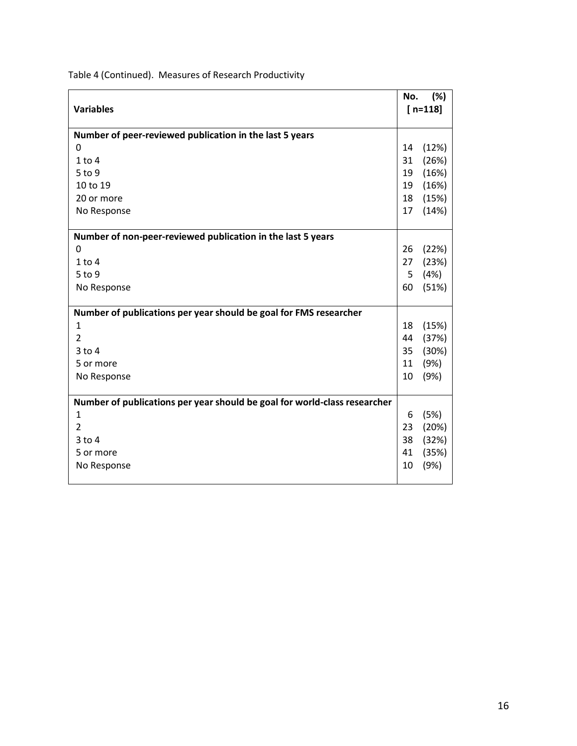Table 4 (Continued). Measures of Research Productivity

| Variables | No. (%) [ n=118] |
|---|---|
| **Number of peer-reviewed publication in the last 5 years** | |
| 0 | 14 (12%) |
| 1 to 4 | 31 (26%) |
| 5 to 9 | 19 (16%) |
| 10 to 19 | 19 (16%) |
| 20 or more | 18 (15%) |
| No Response | 17 (14%) |
| **Number of non-peer-reviewed publication in the last 5 years** | |
| 0 | 26 (22%) |
| 1 to 4 | 27 (23%) |
| 5 to 9 | 5 (4%) |
| No Response | 60 (51%) |
| **Number of publications per year should be goal for FMS researcher** | |
| 1 | 18 (15%) |
| 2 | 44 (37%) |
| 3 to 4 | 35 (30%) |
| 5 or more | 11 (9%) |
| No Response | 10 (9%) |
| **Number of publications per year should be goal for world-class researcher** | |
| 1 | 6 (5%) |
| 2 | 23 (20%) |
| 3 to 4 | 38 (32%) |
| 5 or more | 41 (35%) |
| No Response | 10 (9%) |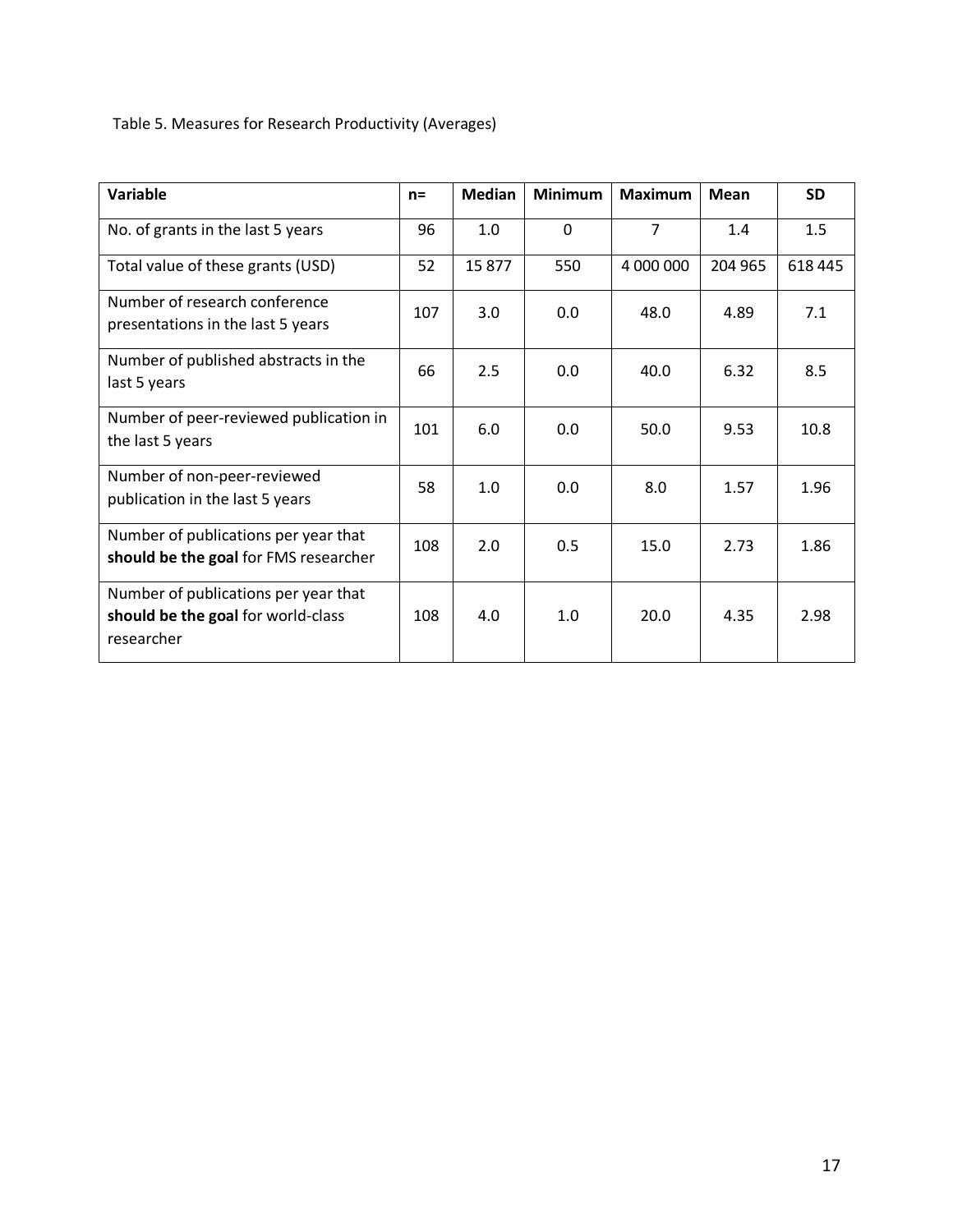Table 5. Measures for Research Productivity (Averages)

| Variable | n= | Median | Minimum | Maximum | Mean | SD |
|---|---|---|---|---|---|---|
| No. of grants in the last 5 years | 96 | 1.0 | 0 | 7 | 1.4 | 1.5 |
| Total value of these grants (USD) | 52 | 15 877 | 550 | 4 000 000 | 204 965 | 618 445 |
| Number of research conference presentations in the last 5 years | 107 | 3.0 | 0.0 | 48.0 | 4.89 | 7.1 |
| Number of published abstracts in the last 5 years | 66 | 2.5 | 0.0 | 40.0 | 6.32 | 8.5 |
| Number of peer-reviewed publication in the last 5 years | 101 | 6.0 | 0.0 | 50.0 | 9.53 | 10.8 |
| Number of non-peer-reviewed publication in the last 5 years | 58 | 1.0 | 0.0 | 8.0 | 1.57 | 1.96 |
| Number of publications per year that **should be the goal** for FMS researcher | 108 | 2.0 | 0.5 | 15.0 | 2.73 | 1.86 |
| Number of publications per year that **should be the goal** for world-class researcher | 108 | 4.0 | 1.0 | 20.0 | 4.35 | 2.98 |